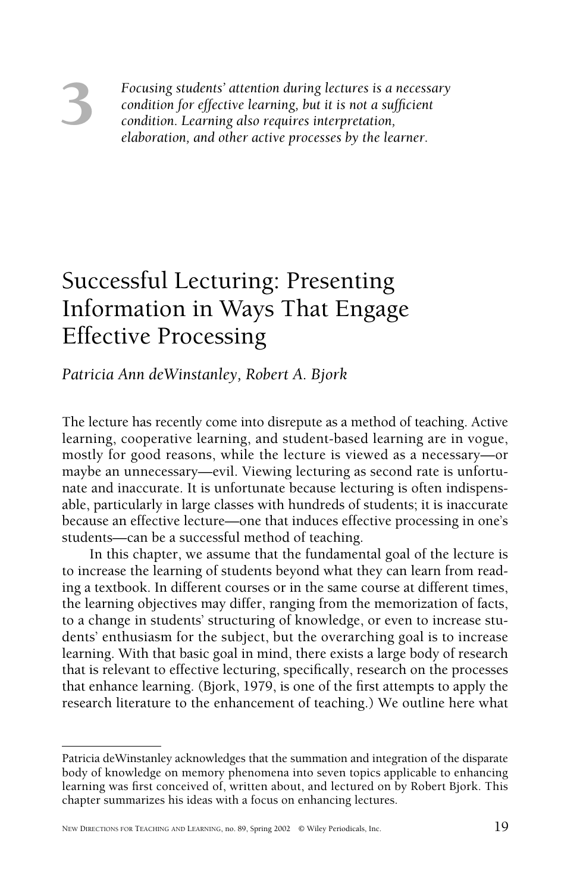3

*Focusing students' attention during lectures is a necessary condition for effective learning, but it is not a sufficient condition. Learning also requires interpretation, elaboration, and other active processes by the learner.*

# Successful Lecturing: Presenting Information in Ways That Engage Effective Processing

*Patricia Ann deWinstanley, Robert A. Bjork*

The lecture has recently come into disrepute as a method of teaching. Active learning, cooperative learning, and student-based learning are in vogue, mostly for good reasons, while the lecture is viewed as a necessary—or maybe an unnecessary—evil. Viewing lecturing as second rate is unfortunate and inaccurate. It is unfortunate because lecturing is often indispensable, particularly in large classes with hundreds of students; it is inaccurate because an effective lecture—one that induces effective processing in one's students—can be a successful method of teaching.

In this chapter, we assume that the fundamental goal of the lecture is to increase the learning of students beyond what they can learn from reading a textbook. In different courses or in the same course at different times, the learning objectives may differ, ranging from the memorization of facts, to a change in students' structuring of knowledge, or even to increase students' enthusiasm for the subject, but the overarching goal is to increase learning. With that basic goal in mind, there exists a large body of research that is relevant to effective lecturing, specifically, research on the processes that enhance learning. (Bjork, 1979, is one of the first attempts to apply the research literature to the enhancement of teaching.) We outline here what

---

Patricia deWinstanley acknowledges that the summation and integration of the disparate body of knowledge on memory phenomena into seven topics applicable to enhancing learning was first conceived of, written about, and lectured on by Robert Bjork. This chapter summarizes his ideas with a focus on enhancing lectures.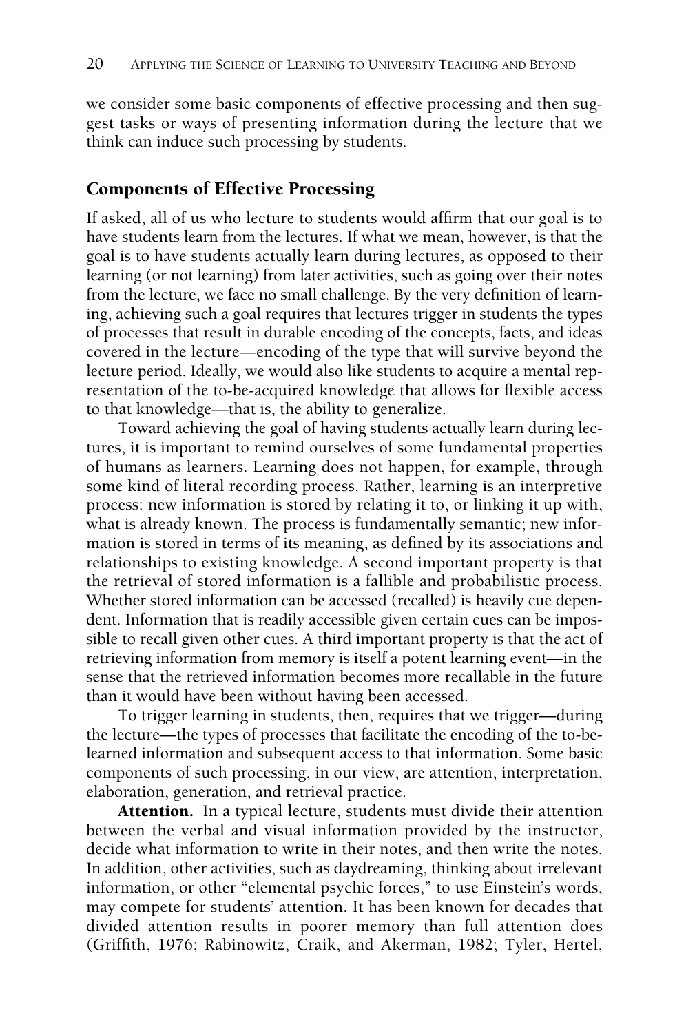we consider some basic components of effective processing and then suggest tasks or ways of presenting information during the lecture that we think can induce such processing by students.

## Components of Effective Processing

If asked, all of us who lecture to students would affirm that our goal is to have students learn from the lectures. If what we mean, however, is that the goal is to have students actually learn during lectures, as opposed to their learning (or not learning) from later activities, such as going over their notes from the lecture, we face no small challenge. By the very definition of learning, achieving such a goal requires that lectures trigger in students the types of processes that result in durable encoding of the concepts, facts, and ideas covered in the lecture—encoding of the type that will survive beyond the lecture period. Ideally, we would also like students to acquire a mental representation of the to-be-acquired knowledge that allows for flexible access to that knowledge—that is, the ability to generalize.

Toward achieving the goal of having students actually learn during lectures, it is important to remind ourselves of some fundamental properties of humans as learners. Learning does not happen, for example, through some kind of literal recording process. Rather, learning is an interpretive process: new information is stored by relating it to, or linking it up with, what is already known. The process is fundamentally semantic; new information is stored in terms of its meaning, as defined by its associations and relationships to existing knowledge. A second important property is that the retrieval of stored information is a fallible and probabilistic process. Whether stored information can be accessed (recalled) is heavily cue dependent. Information that is readily accessible given certain cues can be impossible to recall given other cues. A third important property is that the act of retrieving information from memory is itself a potent learning event—in the sense that the retrieved information becomes more recallable in the future than it would have been without having been accessed.

To trigger learning in students, then, requires that we trigger—during the lecture—the types of processes that facilitate the encoding of the to-be-learned information and subsequent access to that information. Some basic components of such processing, in our view, are attention, interpretation, elaboration, generation, and retrieval practice.

**Attention.** In a typical lecture, students must divide their attention between the verbal and visual information provided by the instructor, decide what information to write in their notes, and then write the notes. In addition, other activities, such as daydreaming, thinking about irrelevant information, or other "elemental psychic forces," to use Einstein's words, may compete for students' attention. It has been known for decades that divided attention results in poorer memory than full attention does (Griffith, 1976; Rabinowitz, Craik, and Akerman, 1982; Tyler, Hertel,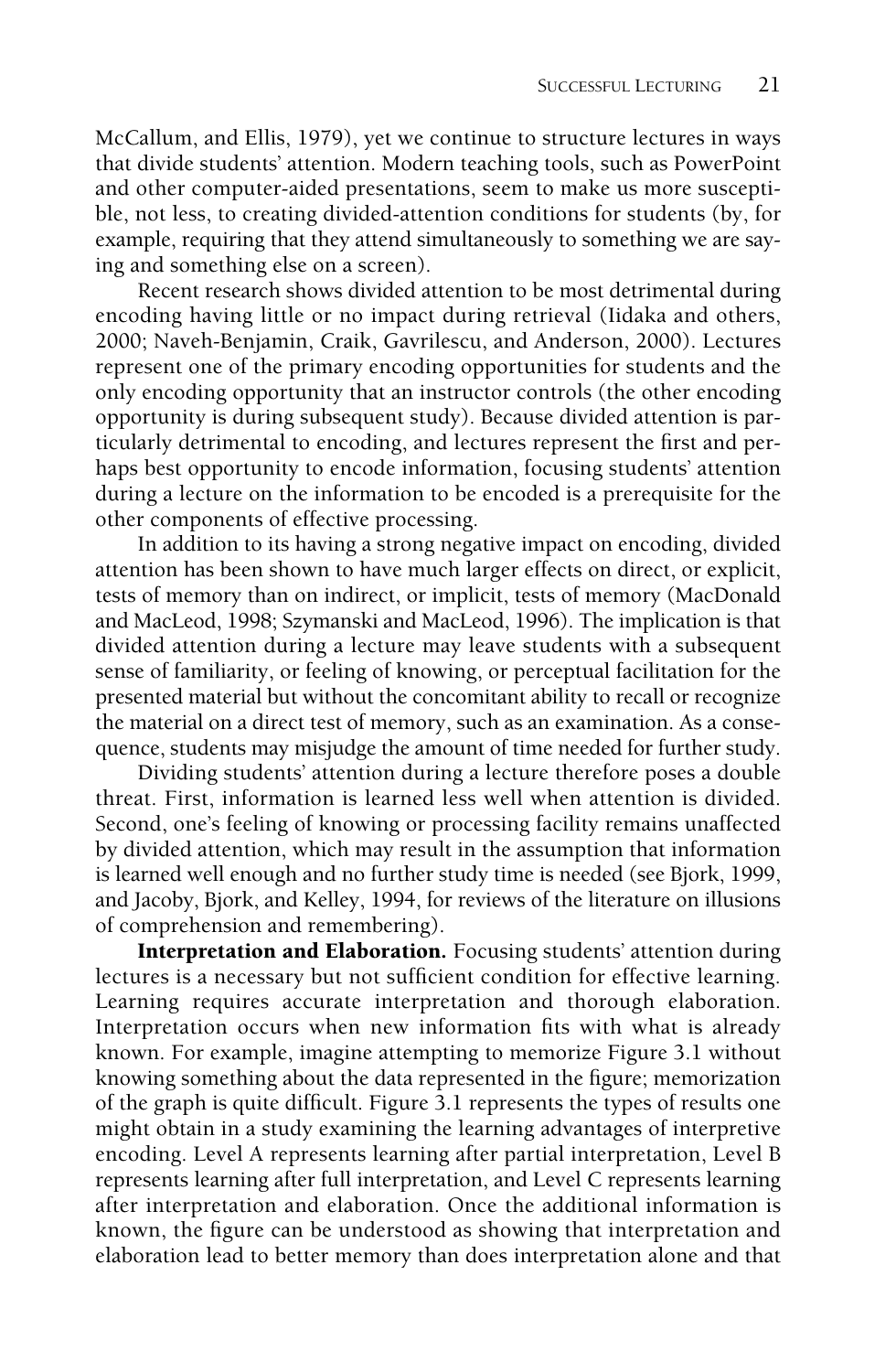McCallum, and Ellis, 1979), yet we continue to structure lectures in ways that divide students' attention. Modern teaching tools, such as PowerPoint and other computer-aided presentations, seem to make us more susceptible, not less, to creating divided-attention conditions for students (by, for example, requiring that they attend simultaneously to something we are saying and something else on a screen).

Recent research shows divided attention to be most detrimental during encoding having little or no impact during retrieval (Iidaka and others, 2000; Naveh-Benjamin, Craik, Gavrilescu, and Anderson, 2000). Lectures represent one of the primary encoding opportunities for students and the only encoding opportunity that an instructor controls (the other encoding opportunity is during subsequent study). Because divided attention is particularly detrimental to encoding, and lectures represent the first and perhaps best opportunity to encode information, focusing students' attention during a lecture on the information to be encoded is a prerequisite for the other components of effective processing.

In addition to its having a strong negative impact on encoding, divided attention has been shown to have much larger effects on direct, or explicit, tests of memory than on indirect, or implicit, tests of memory (MacDonald and MacLeod, 1998; Szymanski and MacLeod, 1996). The implication is that divided attention during a lecture may leave students with a subsequent sense of familiarity, or feeling of knowing, or perceptual facilitation for the presented material but without the concomitant ability to recall or recognize the material on a direct test of memory, such as an examination. As a consequence, students may misjudge the amount of time needed for further study.

Dividing students' attention during a lecture therefore poses a double threat. First, information is learned less well when attention is divided. Second, one's feeling of knowing or processing facility remains unaffected by divided attention, which may result in the assumption that information is learned well enough and no further study time is needed (see Bjork, 1999, and Jacoby, Bjork, and Kelley, 1994, for reviews of the literature on illusions of comprehension and remembering).

**Interpretation and Elaboration.** Focusing students' attention during lectures is a necessary but not sufficient condition for effective learning. Learning requires accurate interpretation and thorough elaboration. Interpretation occurs when new information fits with what is already known. For example, imagine attempting to memorize Figure 3.1 without knowing something about the data represented in the figure; memorization of the graph is quite difficult. Figure 3.1 represents the types of results one might obtain in a study examining the learning advantages of interpretive encoding. Level A represents learning after partial interpretation, Level B represents learning after full interpretation, and Level C represents learning after interpretation and elaboration. Once the additional information is known, the figure can be understood as showing that interpretation and elaboration lead to better memory than does interpretation alone and that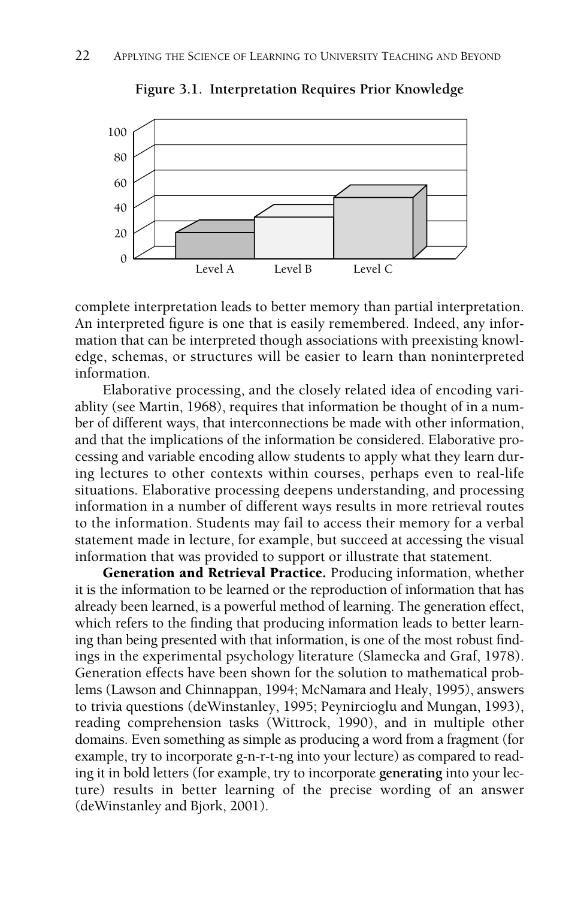**Figure 3.1. Interpretation Requires Prior Knowledge**

complete interpretation leads to better memory than partial interpretation. An interpreted figure is one that is easily remembered. Indeed, any information that can be interpreted though associations with preexisting knowledge, schemas, or structures will be easier to learn than noninterpreted information.

Elaborative processing, and the closely related idea of encoding variablity (see Martin, 1968), requires that information be thought of in a number of different ways, that interconnections be made with other information, and that the implications of the information be considered. Elaborative processing and variable encoding allow students to apply what they learn during lectures to other contexts within courses, perhaps even to real-life situations. Elaborative processing deepens understanding, and processing information in a number of different ways results in more retrieval routes to the information. Students may fail to access their memory for a verbal statement made in lecture, for example, but succeed at accessing the visual information that was provided to support or illustrate that statement.

**Generation and Retrieval Practice.** Producing information, whether it is the information to be learned or the reproduction of information that has already been learned, is a powerful method of learning. The generation effect, which refers to the finding that producing information leads to better learning than being presented with that information, is one of the most robust findings in the experimental psychology literature (Slamecka and Graf, 1978). Generation effects have been shown for the solution to mathematical problems (Lawson and Chinnappan, 1994; McNamara and Healy, 1995), answers to trivia questions (deWinstanley, 1995; Peynircioglu and Mungan, 1993), reading comprehension tasks (Wittrock, 1990), and in multiple other domains. Even something as simple as producing a word from a fragment (for example, try to incorporate g-n-r-t-ng into your lecture) as compared to reading it in bold letters (for example, try to incorporate **generating** into your lecture) results in better learning of the precise wording of an answer (deWinstanley and Bjork, 2001).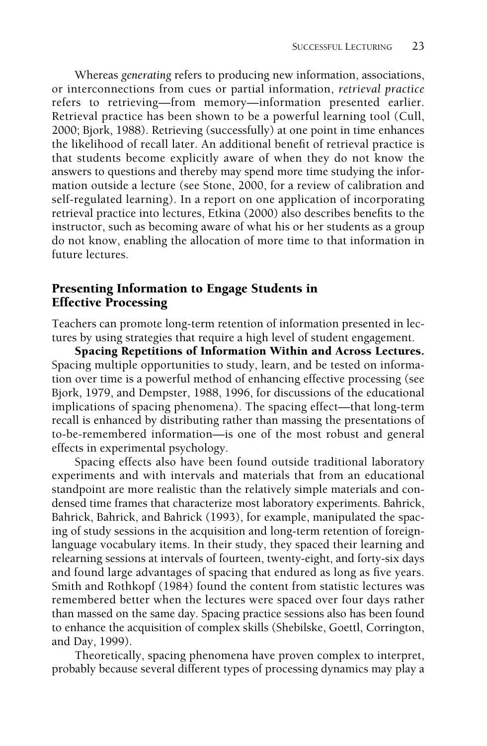Whereas *generating* refers to producing new information, associations, or interconnections from cues or partial information, *retrieval practice* refers to retrieving—from memory—information presented earlier. Retrieval practice has been shown to be a powerful learning tool (Cull, 2000; Bjork, 1988). Retrieving (successfully) at one point in time enhances the likelihood of recall later. An additional benefit of retrieval practice is that students become explicitly aware of when they do not know the answers to questions and thereby may spend more time studying the information outside a lecture (see Stone, 2000, for a review of calibration and self-regulated learning). In a report on one application of incorporating retrieval practice into lectures, Etkina (2000) also describes benefits to the instructor, such as becoming aware of what his or her students as a group do not know, enabling the allocation of more time to that information in future lectures.

## Presenting Information to Engage Students in Effective Processing

Teachers can promote long-term retention of information presented in lectures by using strategies that require a high level of student engagement.

**Spacing Repetitions of Information Within and Across Lectures.** Spacing multiple opportunities to study, learn, and be tested on information over time is a powerful method of enhancing effective processing (see Bjork, 1979, and Dempster, 1988, 1996, for discussions of the educational implications of spacing phenomena). The spacing effect—that long-term recall is enhanced by distributing rather than massing the presentations of to-be-remembered information—is one of the most robust and general effects in experimental psychology.

Spacing effects also have been found outside traditional laboratory experiments and with intervals and materials that from an educational standpoint are more realistic than the relatively simple materials and condensed time frames that characterize most laboratory experiments. Bahrick, Bahrick, Bahrick, and Bahrick (1993), for example, manipulated the spacing of study sessions in the acquisition and long-term retention of foreign-language vocabulary items. In their study, they spaced their learning and relearning sessions at intervals of fourteen, twenty-eight, and forty-six days and found large advantages of spacing that endured as long as five years. Smith and Rothkopf (1984) found the content from statistic lectures was remembered better when the lectures were spaced over four days rather than massed on the same day. Spacing practice sessions also has been found to enhance the acquisition of complex skills (Shebilske, Goettl, Corrington, and Day, 1999).

Theoretically, spacing phenomena have proven complex to interpret, probably because several different types of processing dynamics may play a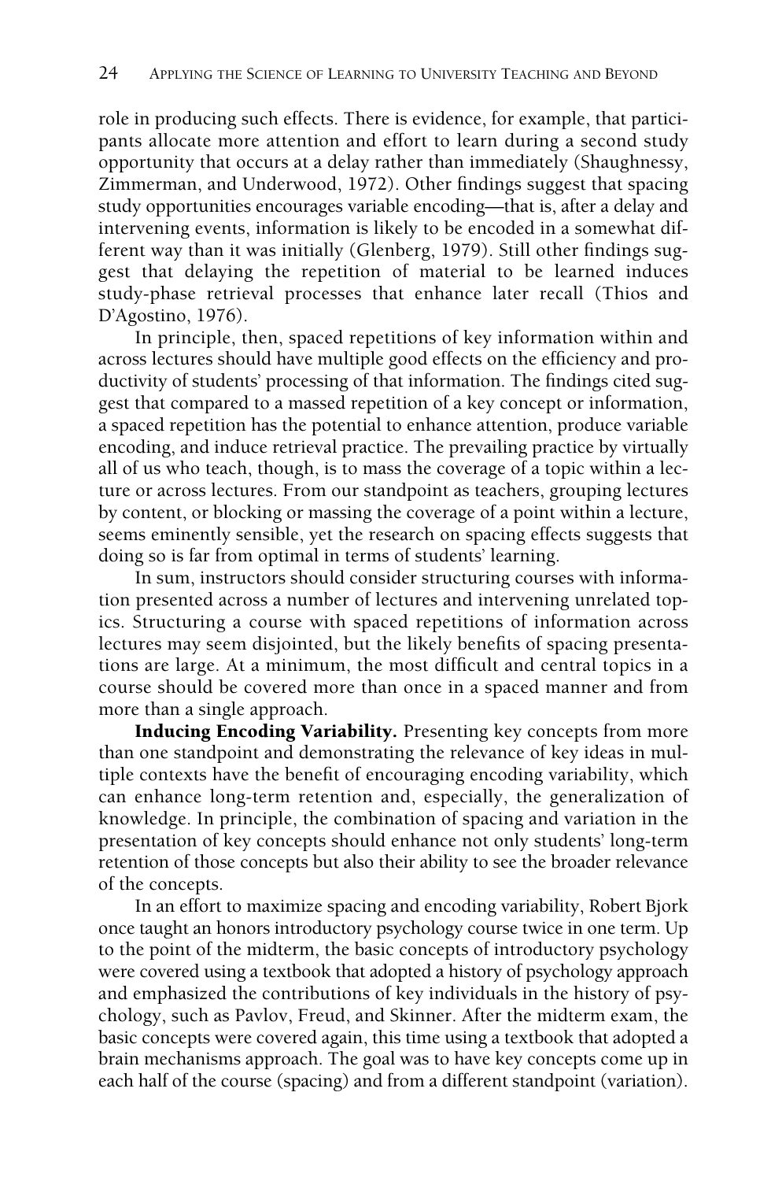role in producing such effects. There is evidence, for example, that participants allocate more attention and effort to learn during a second study opportunity that occurs at a delay rather than immediately (Shaughnessy, Zimmerman, and Underwood, 1972). Other findings suggest that spacing study opportunities encourages variable encoding—that is, after a delay and intervening events, information is likely to be encoded in a somewhat different way than it was initially (Glenberg, 1979). Still other findings suggest that delaying the repetition of material to be learned induces study-phase retrieval processes that enhance later recall (Thios and D'Agostino, 1976).

In principle, then, spaced repetitions of key information within and across lectures should have multiple good effects on the efficiency and productivity of students' processing of that information. The findings cited suggest that compared to a massed repetition of a key concept or information, a spaced repetition has the potential to enhance attention, produce variable encoding, and induce retrieval practice. The prevailing practice by virtually all of us who teach, though, is to mass the coverage of a topic within a lecture or across lectures. From our standpoint as teachers, grouping lectures by content, or blocking or massing the coverage of a point within a lecture, seems eminently sensible, yet the research on spacing effects suggests that doing so is far from optimal in terms of students' learning.

In sum, instructors should consider structuring courses with information presented across a number of lectures and intervening unrelated topics. Structuring a course with spaced repetitions of information across lectures may seem disjointed, but the likely benefits of spacing presentations are large. At a minimum, the most difficult and central topics in a course should be covered more than once in a spaced manner and from more than a single approach.

**Inducing Encoding Variability.** Presenting key concepts from more than one standpoint and demonstrating the relevance of key ideas in multiple contexts have the benefit of encouraging encoding variability, which can enhance long-term retention and, especially, the generalization of knowledge. In principle, the combination of spacing and variation in the presentation of key concepts should enhance not only students' long-term retention of those concepts but also their ability to see the broader relevance of the concepts.

In an effort to maximize spacing and encoding variability, Robert Bjork once taught an honors introductory psychology course twice in one term. Up to the point of the midterm, the basic concepts of introductory psychology were covered using a textbook that adopted a history of psychology approach and emphasized the contributions of key individuals in the history of psychology, such as Pavlov, Freud, and Skinner. After the midterm exam, the basic concepts were covered again, this time using a textbook that adopted a brain mechanisms approach. The goal was to have key concepts come up in each half of the course (spacing) and from a different standpoint (variation).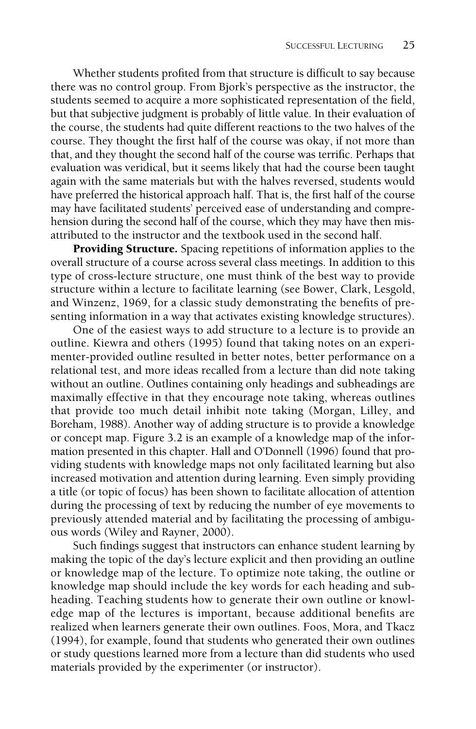Whether students profited from that structure is difficult to say because there was no control group. From Bjork's perspective as the instructor, the students seemed to acquire a more sophisticated representation of the field, but that subjective judgment is probably of little value. In their evaluation of the course, the students had quite different reactions to the two halves of the course. They thought the first half of the course was okay, if not more than that, and they thought the second half of the course was terrific. Perhaps that evaluation was veridical, but it seems likely that had the course been taught again with the same materials but with the halves reversed, students would have preferred the historical approach half. That is, the first half of the course may have facilitated students' perceived ease of understanding and comprehension during the second half of the course, which they may have then misattributed to the instructor and the textbook used in the second half.

**Providing Structure.** Spacing repetitions of information applies to the overall structure of a course across several class meetings. In addition to this type of cross-lecture structure, one must think of the best way to provide structure within a lecture to facilitate learning (see Bower, Clark, Lesgold, and Winzenz, 1969, for a classic study demonstrating the benefits of presenting information in a way that activates existing knowledge structures).

One of the easiest ways to add structure to a lecture is to provide an outline. Kiewra and others (1995) found that taking notes on an experimenter-provided outline resulted in better notes, better performance on a relational test, and more ideas recalled from a lecture than did note taking without an outline. Outlines containing only headings and subheadings are maximally effective in that they encourage note taking, whereas outlines that provide too much detail inhibit note taking (Morgan, Lilley, and Boreham, 1988). Another way of adding structure is to provide a knowledge or concept map. Figure 3.2 is an example of a knowledge map of the information presented in this chapter. Hall and O'Donnell (1996) found that providing students with knowledge maps not only facilitated learning but also increased motivation and attention during learning. Even simply providing a title (or topic of focus) has been shown to facilitate allocation of attention during the processing of text by reducing the number of eye movements to previously attended material and by facilitating the processing of ambiguous words (Wiley and Rayner, 2000).

Such findings suggest that instructors can enhance student learning by making the topic of the day's lecture explicit and then providing an outline or knowledge map of the lecture. To optimize note taking, the outline or knowledge map should include the key words for each heading and subheading. Teaching students how to generate their own outline or knowledge map of the lectures is important, because additional benefits are realized when learners generate their own outlines. Foos, Mora, and Tkacz (1994), for example, found that students who generated their own outlines or study questions learned more from a lecture than did students who used materials provided by the experimenter (or instructor).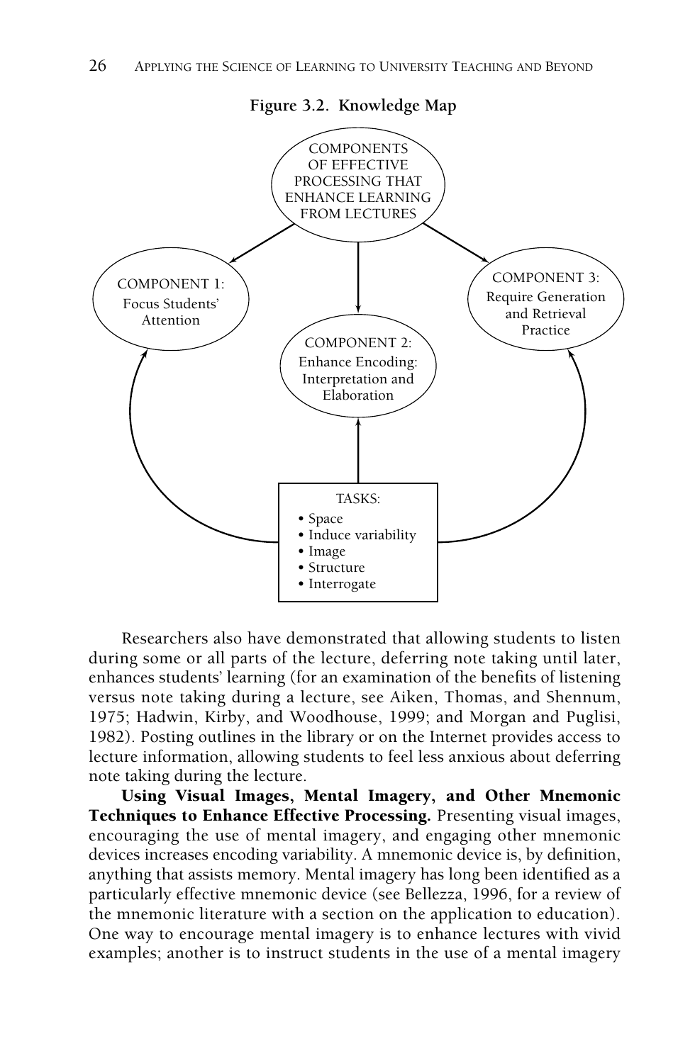**Figure 3.2. Knowledge Map**

COMPONENTS OF EFFECTIVE PROCESSING THAT ENHANCE LEARNING FROM LECTURES

COMPONENT 1: Focus Students' Attention

COMPONENT 2: Enhance Encoding: Interpretation and Elaboration

COMPONENT 3: Require Generation and Retrieval Practice

TASKS:

- Space
- Induce variability
- Image
- Structure
- Interrogate

Researchers also have demonstrated that allowing students to listen during some or all parts of the lecture, deferring note taking until later, enhances students' learning (for an examination of the benefits of listening versus note taking during a lecture, see Aiken, Thomas, and Shennum, 1975; Hadwin, Kirby, and Woodhouse, 1999; and Morgan and Puglisi, 1982). Posting outlines in the library or on the Internet provides access to lecture information, allowing students to feel less anxious about deferring note taking during the lecture.

**Using Visual Images, Mental Imagery, and Other Mnemonic Techniques to Enhance Effective Processing.** Presenting visual images, encouraging the use of mental imagery, and engaging other mnemonic devices increases encoding variability. A mnemonic device is, by definition, anything that assists memory. Mental imagery has long been identified as a particularly effective mnemonic device (see Bellezza, 1996, for a review of the mnemonic literature with a section on the application to education). One way to encourage mental imagery is to enhance lectures with vivid examples; another is to instruct students in the use of a mental imagery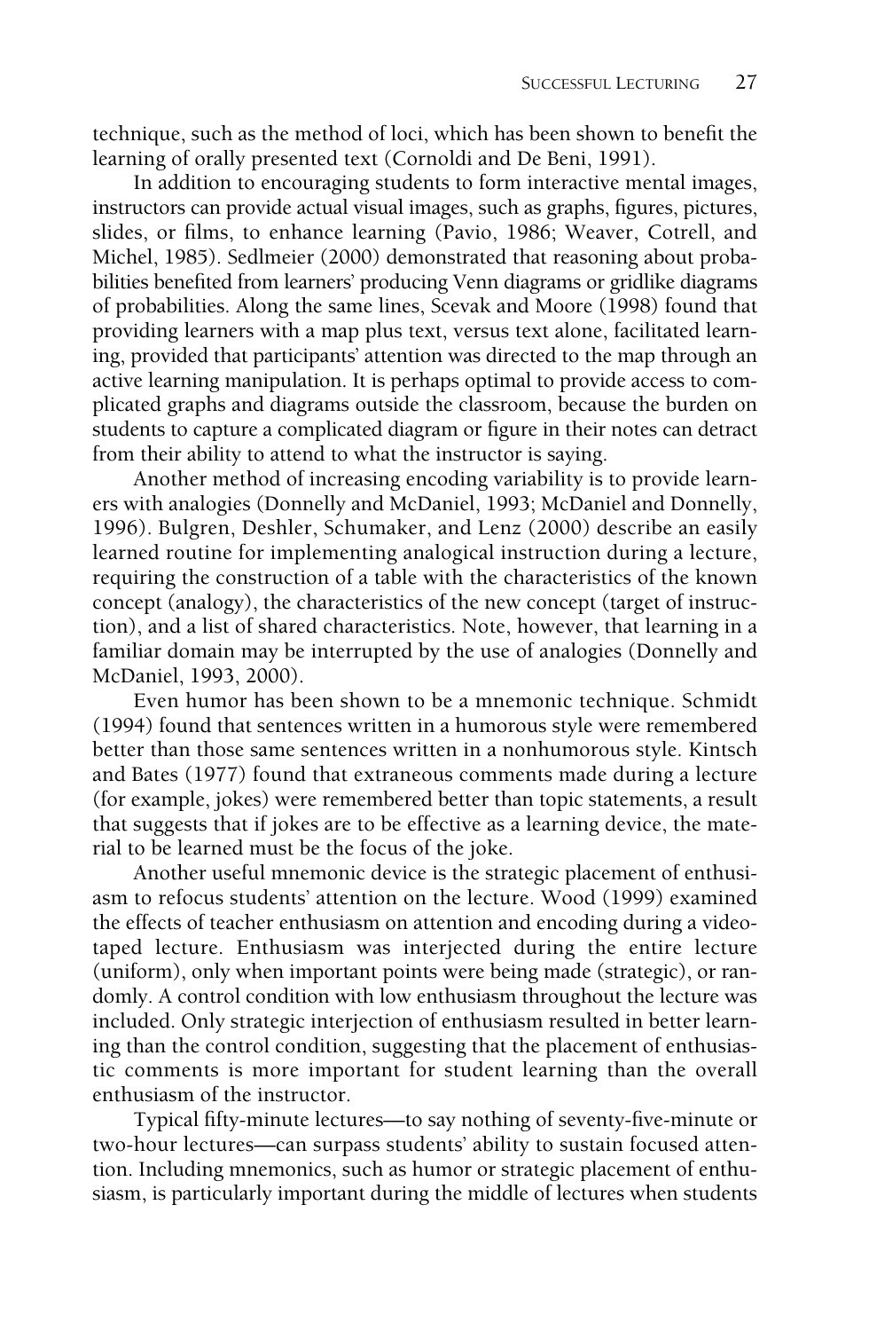technique, such as the method of loci, which has been shown to benefit the learning of orally presented text (Cornoldi and De Beni, 1991).

In addition to encouraging students to form interactive mental images, instructors can provide actual visual images, such as graphs, figures, pictures, slides, or films, to enhance learning (Pavio, 1986; Weaver, Cotrell, and Michel, 1985). Sedlmeier (2000) demonstrated that reasoning about probabilities benefited from learners' producing Venn diagrams or gridlike diagrams of probabilities. Along the same lines, Scevak and Moore (1998) found that providing learners with a map plus text, versus text alone, facilitated learning, provided that participants' attention was directed to the map through an active learning manipulation. It is perhaps optimal to provide access to complicated graphs and diagrams outside the classroom, because the burden on students to capture a complicated diagram or figure in their notes can detract from their ability to attend to what the instructor is saying.

Another method of increasing encoding variability is to provide learners with analogies (Donnelly and McDaniel, 1993; McDaniel and Donnelly, 1996). Bulgren, Deshler, Schumaker, and Lenz (2000) describe an easily learned routine for implementing analogical instruction during a lecture, requiring the construction of a table with the characteristics of the known concept (analogy), the characteristics of the new concept (target of instruction), and a list of shared characteristics. Note, however, that learning in a familiar domain may be interrupted by the use of analogies (Donnelly and McDaniel, 1993, 2000).

Even humor has been shown to be a mnemonic technique. Schmidt (1994) found that sentences written in a humorous style were remembered better than those same sentences written in a nonhumorous style. Kintsch and Bates (1977) found that extraneous comments made during a lecture (for example, jokes) were remembered better than topic statements, a result that suggests that if jokes are to be effective as a learning device, the material to be learned must be the focus of the joke.

Another useful mnemonic device is the strategic placement of enthusiasm to refocus students' attention on the lecture. Wood (1999) examined the effects of teacher enthusiasm on attention and encoding during a videotaped lecture. Enthusiasm was interjected during the entire lecture (uniform), only when important points were being made (strategic), or randomly. A control condition with low enthusiasm throughout the lecture was included. Only strategic interjection of enthusiasm resulted in better learning than the control condition, suggesting that the placement of enthusiastic comments is more important for student learning than the overall enthusiasm of the instructor.

Typical fifty-minute lectures—to say nothing of seventy-five-minute or two-hour lectures—can surpass students' ability to sustain focused attention. Including mnemonics, such as humor or strategic placement of enthusiasm, is particularly important during the middle of lectures when students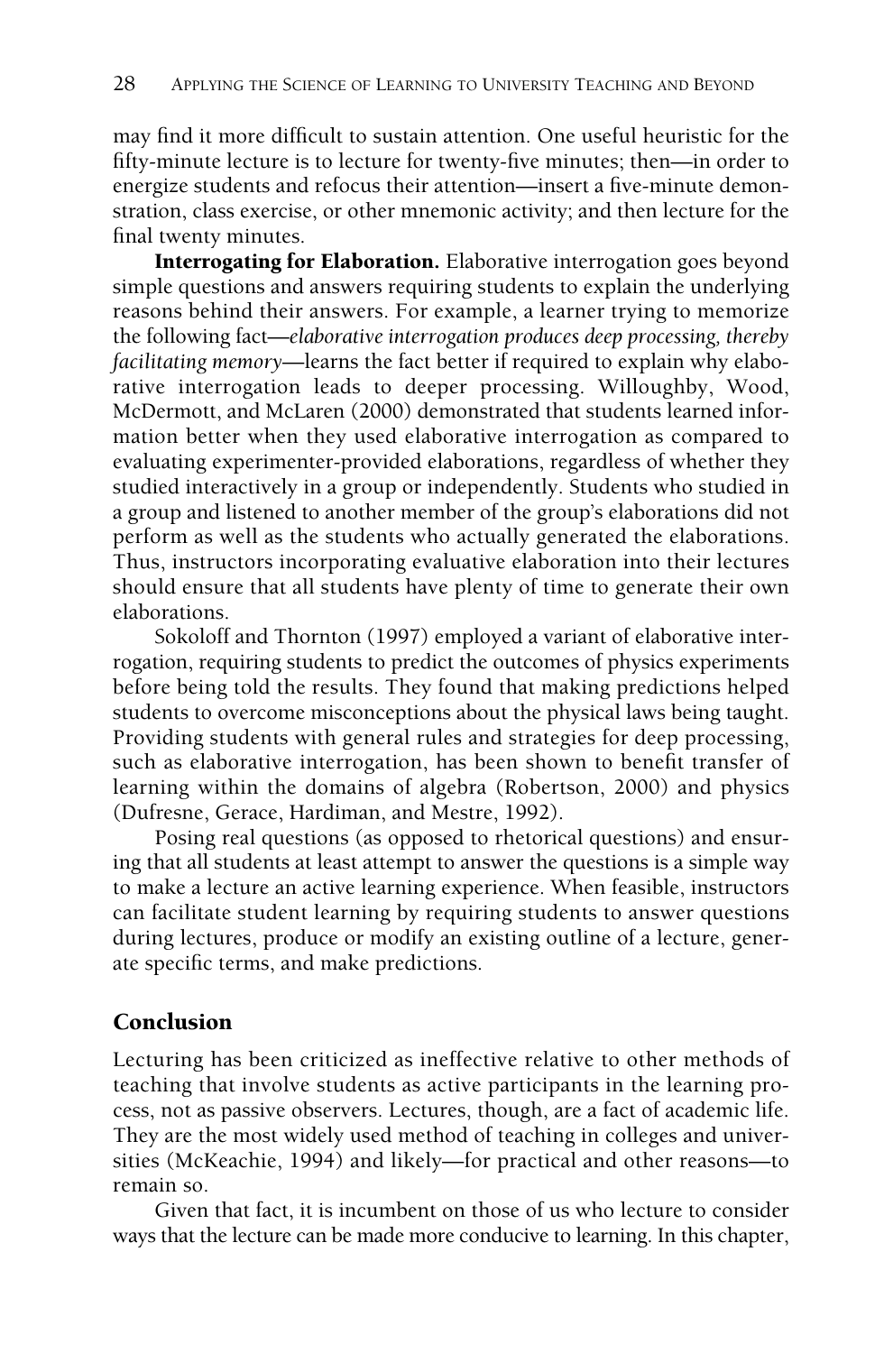may find it more difficult to sustain attention. One useful heuristic for the fifty-minute lecture is to lecture for twenty-five minutes; then—in order to energize students and refocus their attention—insert a five-minute demonstration, class exercise, or other mnemonic activity; and then lecture for the final twenty minutes.

**Interrogating for Elaboration.** Elaborative interrogation goes beyond simple questions and answers requiring students to explain the underlying reasons behind their answers. For example, a learner trying to memorize the following fact—*elaborative interrogation produces deep processing, thereby facilitating memory*—learns the fact better if required to explain why elaborative interrogation leads to deeper processing. Willoughby, Wood, McDermott, and McLaren (2000) demonstrated that students learned information better when they used elaborative interrogation as compared to evaluating experimenter-provided elaborations, regardless of whether they studied interactively in a group or independently. Students who studied in a group and listened to another member of the group's elaborations did not perform as well as the students who actually generated the elaborations. Thus, instructors incorporating evaluative elaboration into their lectures should ensure that all students have plenty of time to generate their own elaborations.

Sokoloff and Thornton (1997) employed a variant of elaborative interrogation, requiring students to predict the outcomes of physics experiments before being told the results. They found that making predictions helped students to overcome misconceptions about the physical laws being taught. Providing students with general rules and strategies for deep processing, such as elaborative interrogation, has been shown to benefit transfer of learning within the domains of algebra (Robertson, 2000) and physics (Dufresne, Gerace, Hardiman, and Mestre, 1992).

Posing real questions (as opposed to rhetorical questions) and ensuring that all students at least attempt to answer the questions is a simple way to make a lecture an active learning experience. When feasible, instructors can facilitate student learning by requiring students to answer questions during lectures, produce or modify an existing outline of a lecture, generate specific terms, and make predictions.

## Conclusion

Lecturing has been criticized as ineffective relative to other methods of teaching that involve students as active participants in the learning process, not as passive observers. Lectures, though, are a fact of academic life. They are the most widely used method of teaching in colleges and universities (McKeachie, 1994) and likely—for practical and other reasons—to remain so.

Given that fact, it is incumbent on those of us who lecture to consider ways that the lecture can be made more conducive to learning. In this chapter,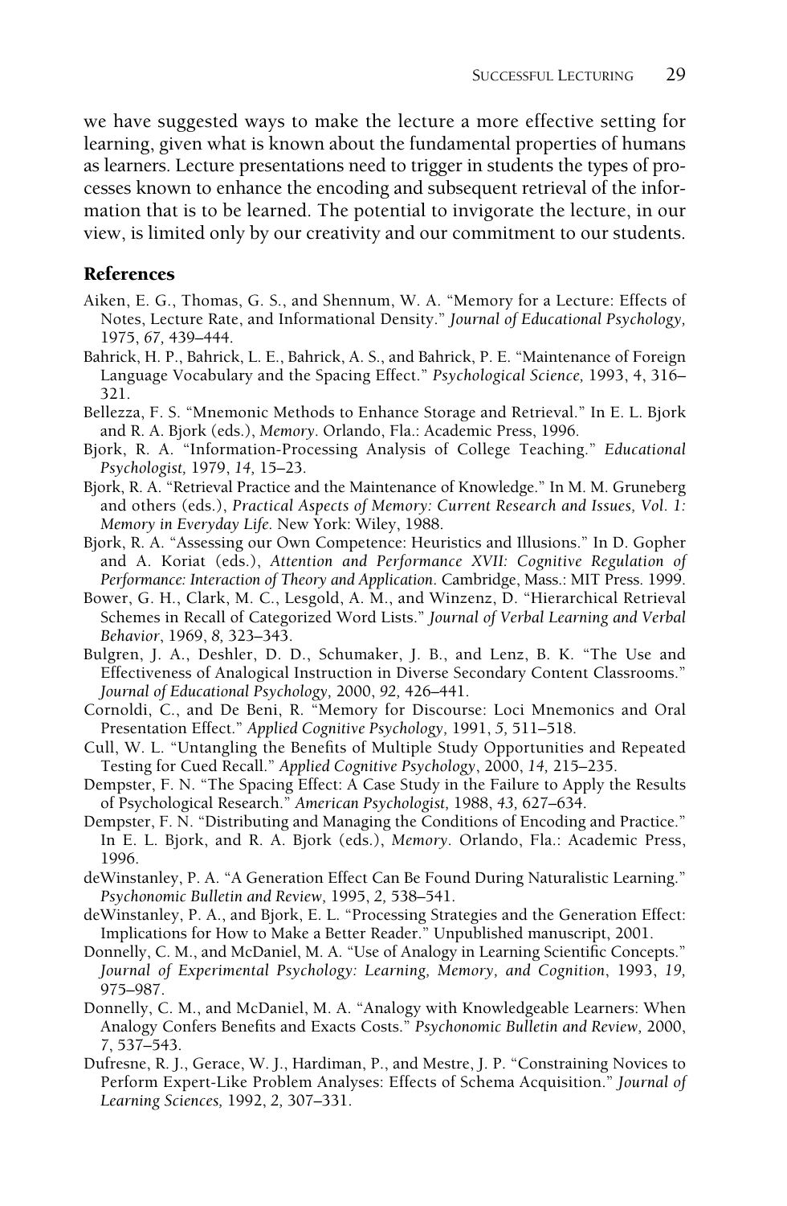we have suggested ways to make the lecture a more effective setting for learning, given what is known about the fundamental properties of humans as learners. Lecture presentations need to trigger in students the types of processes known to enhance the encoding and subsequent retrieval of the information that is to be learned. The potential to invigorate the lecture, in our view, is limited only by our creativity and our commitment to our students.

## References

Aiken, E. G., Thomas, G. S., and Shennum, W. A. "Memory for a Lecture: Effects of Notes, Lecture Rate, and Informational Density." *Journal of Educational Psychology,* 1975, *67,* 439–444.

Bahrick, H. P., Bahrick, L. E., Bahrick, A. S., and Bahrick, P. E. "Maintenance of Foreign Language Vocabulary and the Spacing Effect." *Psychological Science,* 1993, 4, 316–321.

Bellezza, F. S. "Mnemonic Methods to Enhance Storage and Retrieval." In E. L. Bjork and R. A. Bjork (eds.), *Memory*. Orlando, Fla.: Academic Press, 1996.

Bjork, R. A. "Information-Processing Analysis of College Teaching." *Educational Psychologist,* 1979, *14,* 15–23.

Bjork, R. A. "Retrieval Practice and the Maintenance of Knowledge." In M. M. Gruneberg and others (eds.), *Practical Aspects of Memory: Current Research and Issues, Vol. 1: Memory in Everyday Life.* New York: Wiley, 1988.

Bjork, R. A. "Assessing our Own Competence: Heuristics and Illusions." In D. Gopher and A. Koriat (eds.), *Attention and Performance XVII: Cognitive Regulation of Performance: Interaction of Theory and Application.* Cambridge, Mass.: MIT Press. 1999.

Bower, G. H., Clark, M. C., Lesgold, A. M., and Winzenz, D. "Hierarchical Retrieval Schemes in Recall of Categorized Word Lists." *Journal of Verbal Learning and Verbal Behavior*, 1969, *8,* 323–343.

Bulgren, J. A., Deshler, D. D., Schumaker, J. B., and Lenz, B. K. "The Use and Effectiveness of Analogical Instruction in Diverse Secondary Content Classrooms." *Journal of Educational Psychology,* 2000, *92,* 426–441.

Cornoldi, C., and De Beni, R. "Memory for Discourse: Loci Mnemonics and Oral Presentation Effect." *Applied Cognitive Psychology,* 1991, *5,* 511–518.

Cull, W. L. "Untangling the Benefits of Multiple Study Opportunities and Repeated Testing for Cued Recall." *Applied Cognitive Psychology*, 2000, *14,* 215–235.

Dempster, F. N. "The Spacing Effect: A Case Study in the Failure to Apply the Results of Psychological Research." *American Psychologist,* 1988, *43,* 627–634.

Dempster, F. N. "Distributing and Managing the Conditions of Encoding and Practice." In E. L. Bjork, and R. A. Bjork (eds.), *Memory*. Orlando, Fla.: Academic Press, 1996.

deWinstanley, P. A. "A Generation Effect Can Be Found During Naturalistic Learning." *Psychonomic Bulletin and Review,* 1995, *2,* 538–541.

deWinstanley, P. A., and Bjork, E. L. "Processing Strategies and the Generation Effect: Implications for How to Make a Better Reader." Unpublished manuscript, 2001.

Donnelly, C. M., and McDaniel, M. A. "Use of Analogy in Learning Scientific Concepts." *Journal of Experimental Psychology: Learning, Memory, and Cognition*, 1993, *19,* 975–987.

Donnelly, C. M., and McDaniel, M. A. "Analogy with Knowledgeable Learners: When Analogy Confers Benefits and Exacts Costs." *Psychonomic Bulletin and Review,* 2000, *7*, 537–543.

Dufresne, R. J., Gerace, W. J., Hardiman, P., and Mestre, J. P. "Constraining Novices to Perform Expert-Like Problem Analyses: Effects of Schema Acquisition." *Journal of Learning Sciences,* 1992, *2,* 307–331.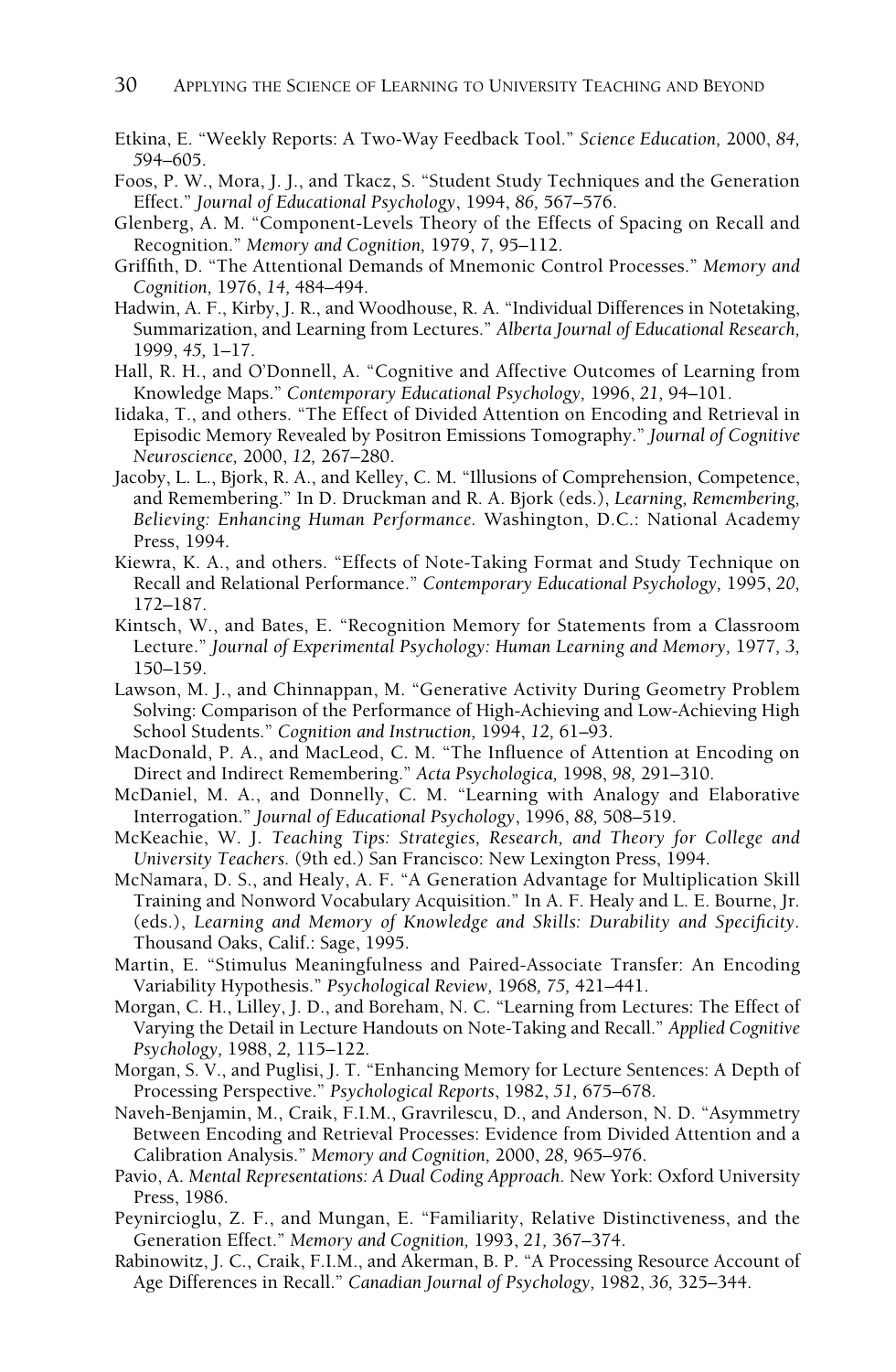Etkina, E. "Weekly Reports: A Two-Way Feedback Tool." *Science Education,* 2000, *84,* 594–605.

Foos, P. W., Mora, J. J., and Tkacz, S. "Student Study Techniques and the Generation Effect." *Journal of Educational Psychology*, 1994, *86,* 567–576.

Glenberg, A. M. "Component-Levels Theory of the Effects of Spacing on Recall and Recognition." *Memory and Cognition,* 1979, *7,* 95–112.

Griffith, D. "The Attentional Demands of Mnemonic Control Processes." *Memory and Cognition,* 1976, *14,* 484–494.

Hadwin, A. F., Kirby, J. R., and Woodhouse, R. A. "Individual Differences in Notetaking, Summarization, and Learning from Lectures." *Alberta Journal of Educational Research,* 1999, *45,* 1–17.

Hall, R. H., and O'Donnell, A. "Cognitive and Affective Outcomes of Learning from Knowledge Maps." *Contemporary Educational Psychology,* 1996, *21,* 94–101.

Iidaka, T., and others. "The Effect of Divided Attention on Encoding and Retrieval in Episodic Memory Revealed by Positron Emissions Tomography." *Journal of Cognitive Neuroscience,* 2000, *12,* 267–280.

Jacoby, L. L., Bjork, R. A., and Kelley, C. M. "Illusions of Comprehension, Competence, and Remembering." In D. Druckman and R. A. Bjork (eds.), *Learning, Remembering, Believing: Enhancing Human Performance.* Washington, D.C.: National Academy Press, 1994.

Kiewra, K. A., and others. "Effects of Note-Taking Format and Study Technique on Recall and Relational Performance." *Contemporary Educational Psychology,* 1995, *20,* 172–187.

Kintsch, W., and Bates, E. "Recognition Memory for Statements from a Classroom Lecture." *Journal of Experimental Psychology: Human Learning and Memory,* 1977, *3,* 150–159.

Lawson, M. J., and Chinnappan, M. "Generative Activity During Geometry Problem Solving: Comparison of the Performance of High-Achieving and Low-Achieving High School Students." *Cognition and Instruction,* 1994, *12,* 61–93.

MacDonald, P. A., and MacLeod, C. M. "The Influence of Attention at Encoding on Direct and Indirect Remembering." *Acta Psychologica,* 1998, *98,* 291–310.

McDaniel, M. A., and Donnelly, C. M. "Learning with Analogy and Elaborative Interrogation." *Journal of Educational Psychology*, 1996, *88,* 508–519.

McKeachie, W. J. *Teaching Tips: Strategies, Research, and Theory for College and University Teachers.* (9th ed.) San Francisco: New Lexington Press, 1994.

McNamara, D. S., and Healy, A. F. "A Generation Advantage for Multiplication Skill Training and Nonword Vocabulary Acquisition." In A. F. Healy and L. E. Bourne, Jr. (eds.), *Learning and Memory of Knowledge and Skills: Durability and Specificity*. Thousand Oaks, Calif.: Sage, 1995.

Martin, E. "Stimulus Meaningfulness and Paired-Associate Transfer: An Encoding Variability Hypothesis." *Psychological Review,* 1968, *75,* 421–441.

Morgan, C. H., Lilley, J. D., and Boreham, N. C. "Learning from Lectures: The Effect of Varying the Detail in Lecture Handouts on Note-Taking and Recall." *Applied Cognitive Psychology,* 1988, *2,* 115–122.

Morgan, S. V., and Puglisi, J. T. "Enhancing Memory for Lecture Sentences: A Depth of Processing Perspective." *Psychological Reports*, 1982, *51,* 675–678.

Naveh-Benjamin, M., Craik, F.I.M., Gravrilescu, D., and Anderson, N. D. "Asymmetry Between Encoding and Retrieval Processes: Evidence from Divided Attention and a Calibration Analysis." *Memory and Cognition,* 2000, *28,* 965–976.

Pavio, A. *Mental Representations: A Dual Coding Approach.* New York: Oxford University Press, 1986.

Peynircioglu, Z. F., and Mungan, E. "Familiarity, Relative Distinctiveness, and the Generation Effect." *Memory and Cognition,* 1993, *21,* 367–374.

Rabinowitz, J. C., Craik, F.I.M., and Akerman, B. P. "A Processing Resource Account of Age Differences in Recall." *Canadian Journal of Psychology,* 1982, *36,* 325–344.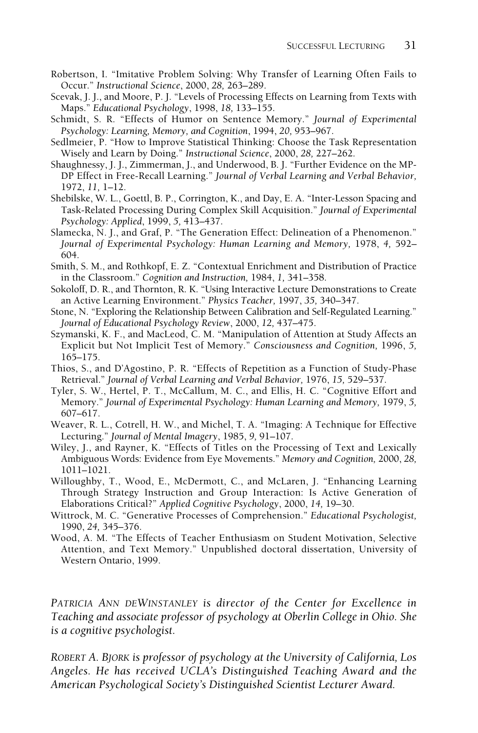Robertson, I. "Imitative Problem Solving: Why Transfer of Learning Often Fails to Occur." *Instructional Science*, 2000, *28,* 263–289.

Scevak, J. J., and Moore, P. J. "Levels of Processing Effects on Learning from Texts with Maps." *Educational Psychology*, 1998, *18,* 133–155.

Schmidt, S. R. "Effects of Humor on Sentence Memory." *Journal of Experimental Psychology: Learning, Memory, and Cognition*, 1994, *20,* 953–967.

Sedlmeier, P. "How to Improve Statistical Thinking: Choose the Task Representation Wisely and Learn by Doing." *Instructional Science*, 2000, *28,* 227–262.

Shaughnessy, J. J., Zimmerman, J., and Underwood, B. J. "Further Evidence on the MP-DP Effect in Free-Recall Learning." *Journal of Verbal Learning and Verbal Behavior,* 1972, *11,* 1–12.

Shebilske, W. L., Goettl, B. P., Corrington, K., and Day, E. A. "Inter-Lesson Spacing and Task-Related Processing During Complex Skill Acquisition." *Journal of Experimental Psychology: Applied*, 1999, *5,* 413–437.

Slamecka, N. J., and Graf, P. "The Generation Effect: Delineation of a Phenomenon." *Journal of Experimental Psychology: Human Learning and Memory,* 1978, *4,* 592–604.

Smith, S. M., and Rothkopf, E. Z. "Contextual Enrichment and Distribution of Practice in the Classroom." *Cognition and Instruction,* 1984, *1,* 341–358.

Sokoloff, D. R., and Thornton, R. K. "Using Interactive Lecture Demonstrations to Create an Active Learning Environment." *Physics Teacher,* 1997, *35,* 340–347.

Stone, N. "Exploring the Relationship Between Calibration and Self-Regulated Learning." *Journal of Educational Psychology Review*, 2000, *12,* 437–475.

Szymanski, K. F., and MacLeod, C. M. "Manipulation of Attention at Study Affects an Explicit but Not Implicit Test of Memory." *Consciousness and Cognition,* 1996, *5,* 165–175.

Thios, S., and D'Agostino, P. R. "Effects of Repetition as a Function of Study-Phase Retrieval." *Journal of Verbal Learning and Verbal Behavior,* 1976, *15,* 529–537.

Tyler, S. W., Hertel, P. T., McCallum, M. C., and Ellis, H. C. "Cognitive Effort and Memory." *Journal of Experimental Psychology: Human Learning and Memory,* 1979, *5,* 607–617.

Weaver, R. L., Cotrell, H. W., and Michel, T. A. "Imaging: A Technique for Effective Lecturing." *Journal of Mental Imagery*, 1985, *9,* 91–107.

Wiley, J., and Rayner, K. "Effects of Titles on the Processing of Text and Lexically Ambiguous Words: Evidence from Eye Movements." *Memory and Cognition,* 2000, *28,* 1011–1021.

Willoughby, T., Wood, E., McDermott, C., and McLaren, J. "Enhancing Learning Through Strategy Instruction and Group Interaction: Is Active Generation of Elaborations Critical?" *Applied Cognitive Psychology*, 2000, *14,* 19–30.

Wittrock, M. C. "Generative Processes of Comprehension." *Educational Psychologist,* 1990, *24,* 345–376.

Wood, A. M. "The Effects of Teacher Enthusiasm on Student Motivation, Selective Attention, and Text Memory." Unpublished doctoral dissertation, University of Western Ontario, 1999.

*PATRICIA ANN DEWINSTANLEY is director of the Center for Excellence in Teaching and associate professor of psychology at Oberlin College in Ohio. She is a cognitive psychologist.*

*ROBERT A. BJORK is professor of psychology at the University of California, Los Angeles. He has received UCLA's Distinguished Teaching Award and the American Psychological Society's Distinguished Scientist Lecturer Award.*